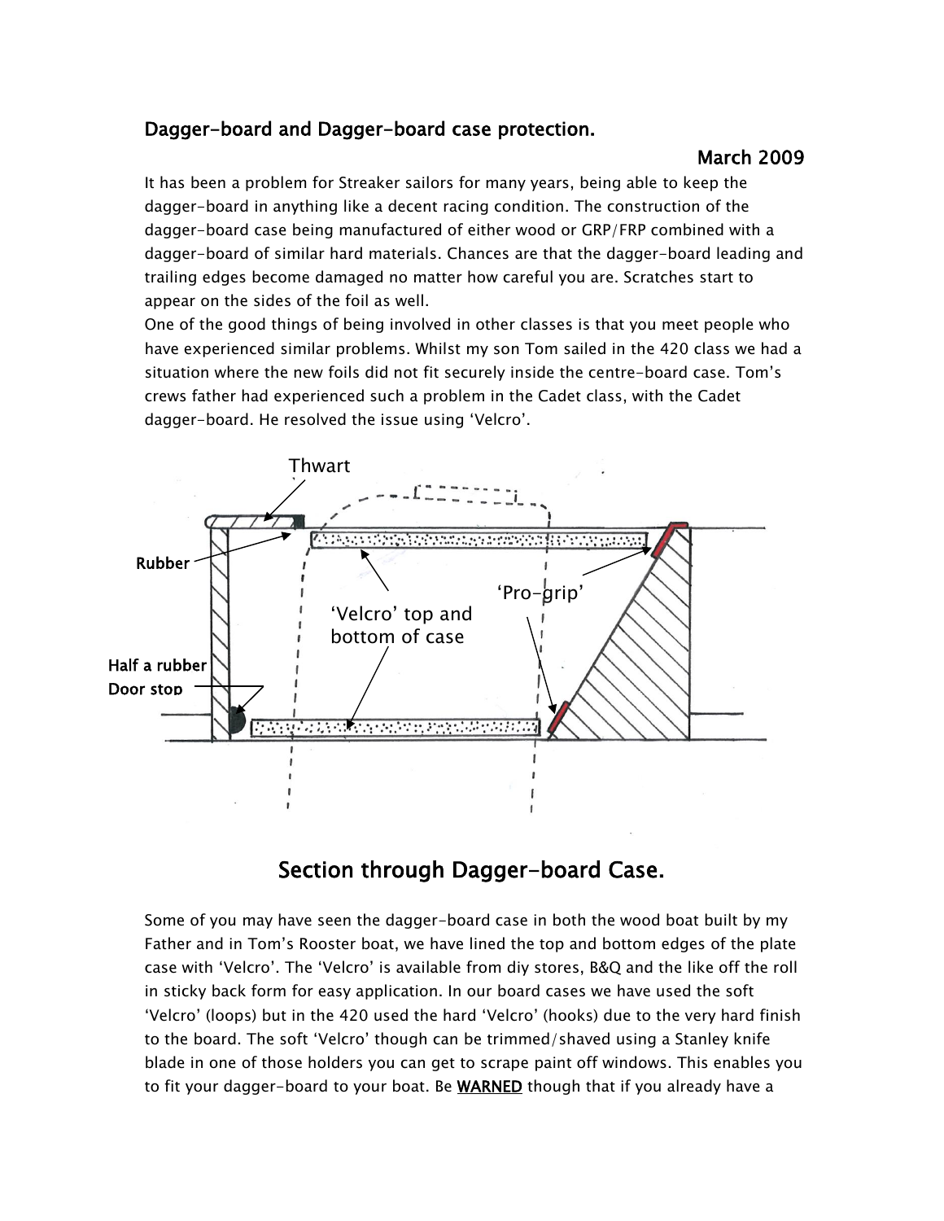## Dagger-board and Dagger-board case protection.

March 2009

It has been a problem for Streaker sailors for many years, being able to keep the dagger-board in anything like a decent racing condition. The construction of the dagger-board case being manufactured of either wood or GRP/FRP combined with a dagger-board of similar hard materials. Chances are that the dagger-board leading and trailing edges become damaged no matter how careful you are. Scratches start to appear on the sides of the foil as well.

One of the good things of being involved in other classes is that you meet people who have experienced similar problems. Whilst my son Tom sailed in the 420 class we had a situation where the new foils did not fit securely inside the centre-board case. Tom's crews father had experienced such a problem in the Cadet class, with the Cadet dagger-board. He resolved the issue using 'Velcro'.

Thwart

Rubber

'Velcro' top and bottom of case

'Pro-grip'

Half a rubber Door stop

## Section through Dagger-board Case.

Some of you may have seen the dagger-board case in both the wood boat built by my Father and in Tom's Rooster boat, we have lined the top and bottom edges of the plate case with 'Velcro'. The 'Velcro' is available from diy stores, B&Q and the like off the roll in sticky back form for easy application. In our board cases we have used the soft 'Velcro' (loops) but in the 420 used the hard 'Velcro' (hooks) due to the very hard finish to the board. The soft 'Velcro' though can be trimmed/shaved using a Stanley knife blade in one of those holders you can get to scrape paint off windows. This enables you to fit your dagger-board to your boat. Be **WARNED** though that if you already have a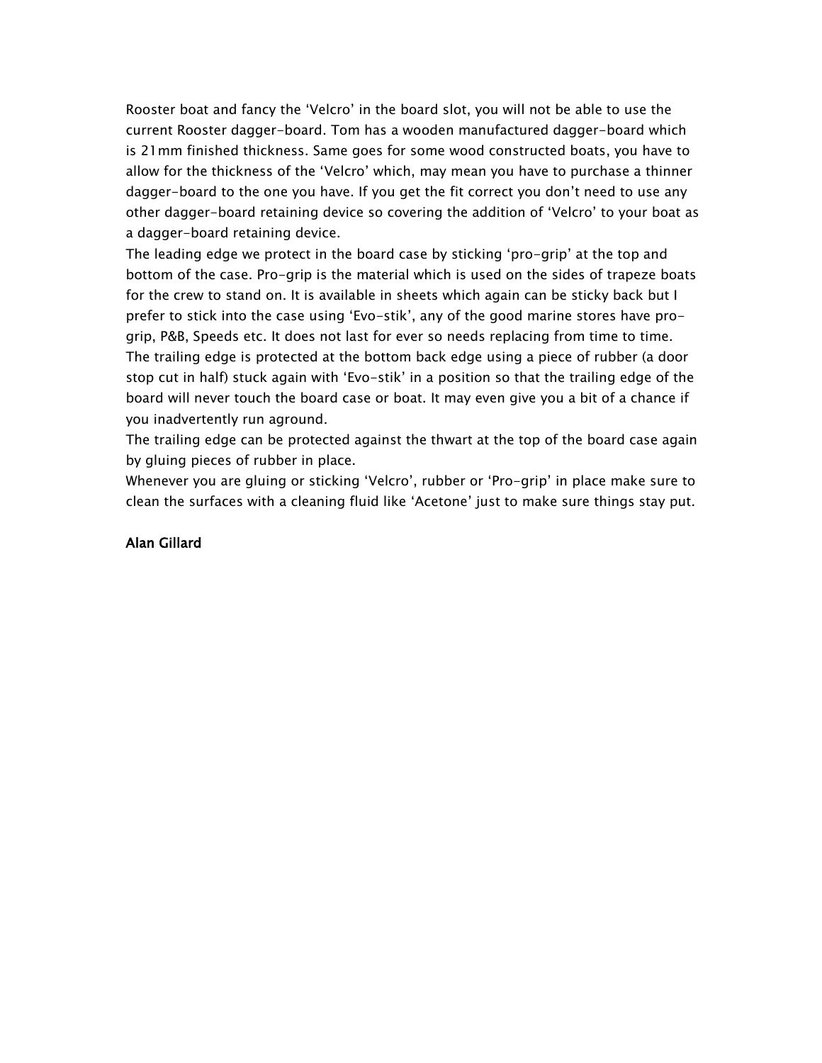Rooster boat and fancy the 'Velcro' in the board slot, you will not be able to use the current Rooster dagger-board. Tom has a wooden manufactured dagger-board which is 21mm finished thickness. Same goes for some wood constructed boats, you have to allow for the thickness of the 'Velcro' which, may mean you have to purchase a thinner dagger-board to the one you have. If you get the fit correct you don't need to use any other dagger-board retaining device so covering the addition of 'Velcro' to your boat as a dagger-board retaining device.

The leading edge we protect in the board case by sticking 'pro-grip' at the top and bottom of the case. Pro-grip is the material which is used on the sides of trapeze boats for the crew to stand on. It is available in sheets which again can be sticky back but I prefer to stick into the case using 'Evo-stik', any of the good marine stores have pro-grip, P&B, Speeds etc. It does not last for ever so needs replacing from time to time.

The trailing edge is protected at the bottom back edge using a piece of rubber (a door stop cut in half) stuck again with 'Evo-stik' in a position so that the trailing edge of the board will never touch the board case or boat. It may even give you a bit of a chance if you inadvertently run aground.

The trailing edge can be protected against the thwart at the top of the board case again by gluing pieces of rubber in place.

Whenever you are gluing or sticking 'Velcro', rubber or 'Pro-grip' in place make sure to clean the surfaces with a cleaning fluid like 'Acetone' just to make sure things stay put.

**Alan Gillard**